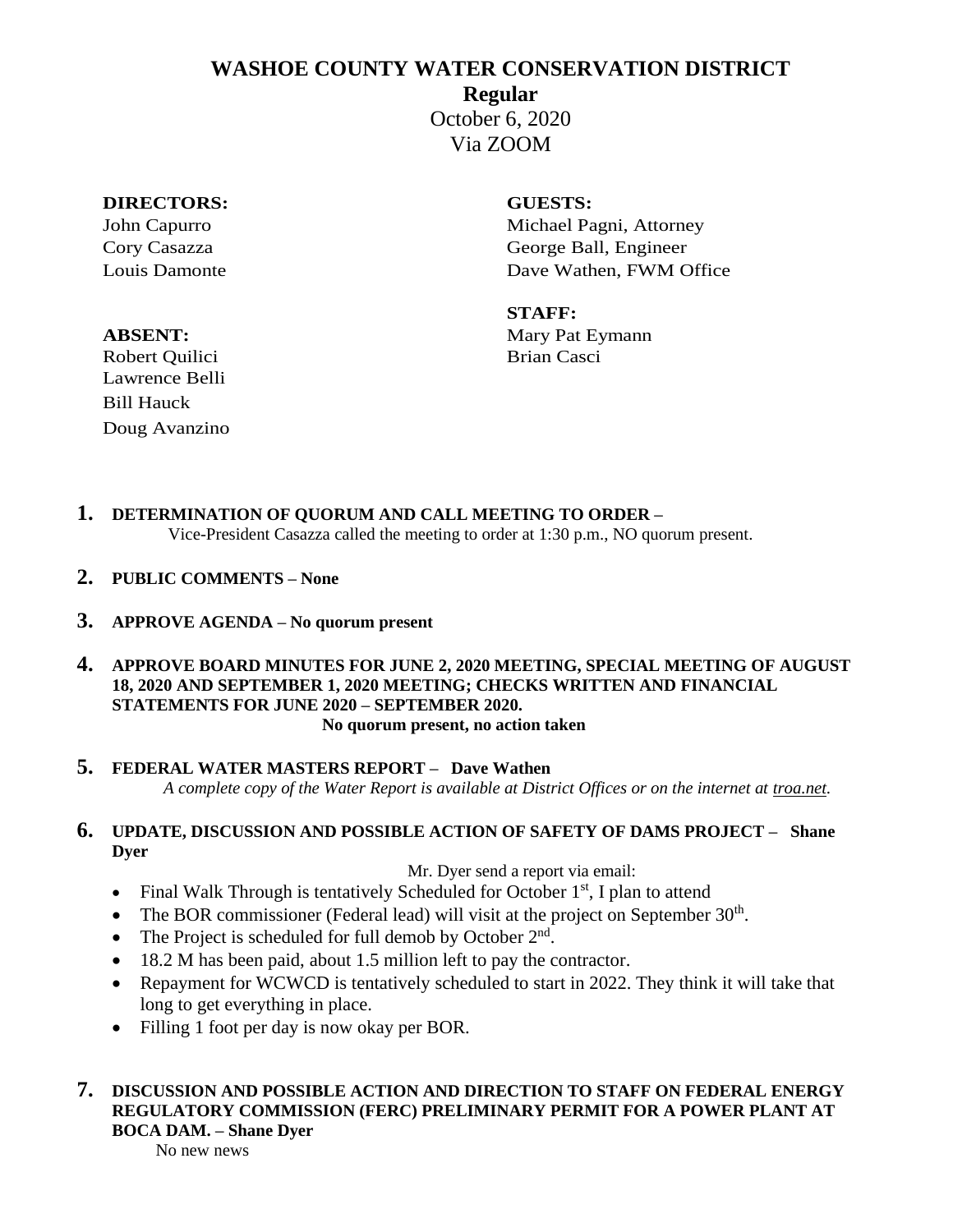# WASHOE COUNTY WATER CONSERVATION DISTRICT

**Regular**

October 6, 2020

Via ZOOM

**DIRECTORS:**
John Capurro
Cory Casazza
Louis Damonte

**ABSENT:**
Robert Quilici
Lawrence Belli
Bill Hauck
Doug Avanzino

**GUESTS:**
Michael Pagni, Attorney
George Ball, Engineer
Dave Wathen, FWM Office

**STAFF:**
Mary Pat Eymann
Brian Casci

**1. DETERMINATION OF QUORUM AND CALL MEETING TO ORDER –**
Vice-President Casazza called the meeting to order at 1:30 p.m., NO quorum present.

**2. PUBLIC COMMENTS – None**

**3. APPROVE AGENDA – No quorum present**

**4. APPROVE BOARD MINUTES FOR JUNE 2, 2020 MEETING, SPECIAL MEETING OF AUGUST 18, 2020 AND SEPTEMBER 1, 2020 MEETING; CHECKS WRITTEN AND FINANCIAL STATEMENTS FOR JUNE 2020 – SEPTEMBER 2020.**
**No quorum present, no action taken**

**5. FEDERAL WATER MASTERS REPORT – Dave Wathen**
*A complete copy of the Water Report is available at District Offices or on the internet at troa.net.*

**6. UPDATE, DISCUSSION AND POSSIBLE ACTION OF SAFETY OF DAMS PROJECT – Shane Dyer**

Mr. Dyer send a report via email:

- Final Walk Through is tentatively Scheduled for October 1st, I plan to attend
- The BOR commissioner (Federal lead) will visit at the project on September 30th.
- The Project is scheduled for full demob by October 2nd.
- 18.2 M has been paid, about 1.5 million left to pay the contractor.
- Repayment for WCWCD is tentatively scheduled to start in 2022. They think it will take that long to get everything in place.
- Filling 1 foot per day is now okay per BOR.

**7. DISCUSSION AND POSSIBLE ACTION AND DIRECTION TO STAFF ON FEDERAL ENERGY REGULATORY COMMISSION (FERC) PRELIMINARY PERMIT FOR A POWER PLANT AT BOCA DAM. – Shane Dyer**
No new news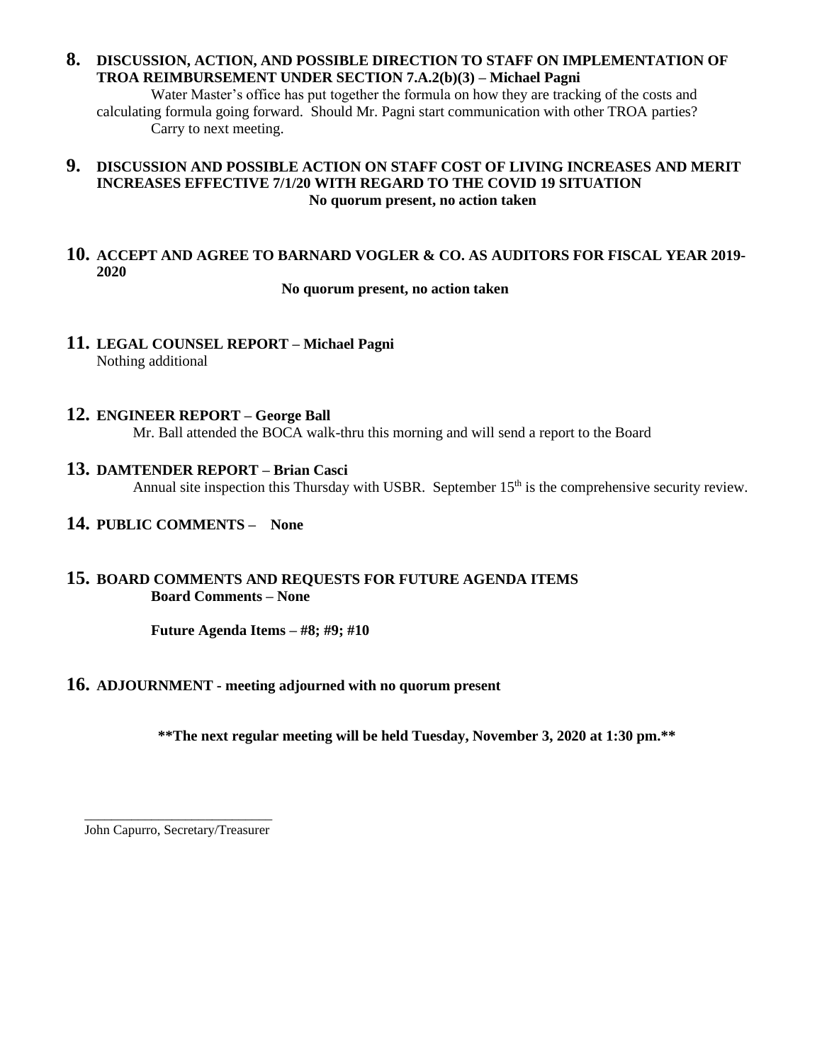**8. DISCUSSION, ACTION, AND POSSIBLE DIRECTION TO STAFF ON IMPLEMENTATION OF TROA REIMBURSEMENT UNDER SECTION 7.A.2(b)(3) – Michael Pagni**

Water Master's office has put together the formula on how they are tracking of the costs and calculating formula going forward. Should Mr. Pagni start communication with other TROA parties?

Carry to next meeting.

**9. DISCUSSION AND POSSIBLE ACTION ON STAFF COST OF LIVING INCREASES AND MERIT INCREASES EFFECTIVE 7/1/20 WITH REGARD TO THE COVID 19 SITUATION**

**No quorum present, no action taken**

**10. ACCEPT AND AGREE TO BARNARD VOGLER & CO. AS AUDITORS FOR FISCAL YEAR 2019-2020**

**No quorum present, no action taken**

**11. LEGAL COUNSEL REPORT – Michael Pagni**

Nothing additional

**12. ENGINEER REPORT – George Ball**

Mr. Ball attended the BOCA walk-thru this morning and will send a report to the Board

**13. DAMTENDER REPORT – Brian Casci**

Annual site inspection this Thursday with USBR. September 15th is the comprehensive security review.

**14. PUBLIC COMMENTS – None**

**15. BOARD COMMENTS AND REQUESTS FOR FUTURE AGENDA ITEMS**

**Board Comments – None**

**Future Agenda Items – #8; #9; #10**

**16. ADJOURNMENT - meeting adjourned with no quorum present**

**\*\*The next regular meeting will be held Tuesday, November 3, 2020 at 1:30 pm.\*\***

\_\_\_\_\_\_\_\_\_\_\_\_\_\_\_\_\_\_\_\_\_\_\_\_\_\_\_\_

John Capurro, Secretary/Treasurer